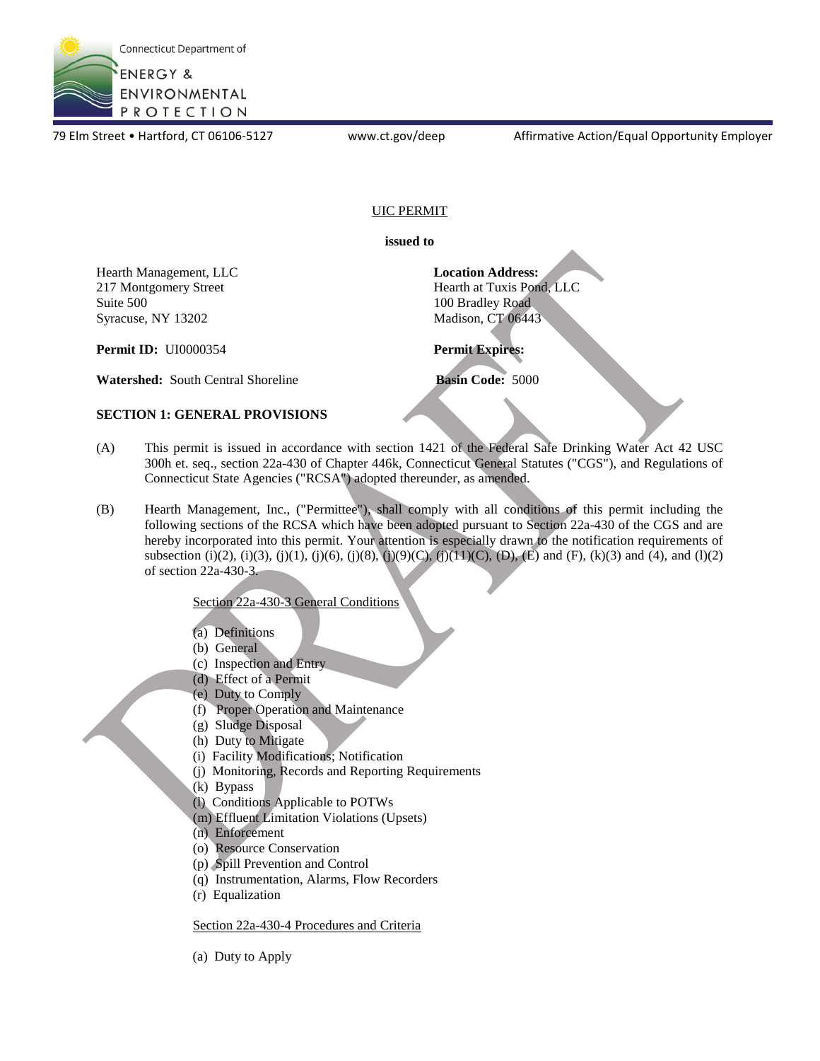Connecticut Department of ENERGY & ENVIRONMENTAL PROTECTION

79 Elm Street • Hartford, CT 06106-5127 www.ct.gov/deep Affirmative Action/Equal Opportunity Employer

UIC PERMIT

**issued to**

Hearth Management, LLC
217 Montgomery Street
Suite 500
Syracuse, NY 13202

**Location Address:**
Hearth at Tuxis Pond, LLC
100 Bradley Road
Madison, CT 06443

**Permit ID:** UI0000354

**Permit Expires:**

**Watershed:** South Central Shoreline

**Basin Code:** 5000

## SECTION 1: GENERAL PROVISIONS

(A) This permit is issued in accordance with section 1421 of the Federal Safe Drinking Water Act 42 USC 300h et. seq., section 22a-430 of Chapter 446k, Connecticut General Statutes ("CGS"), and Regulations of Connecticut State Agencies ("RCSA") adopted thereunder, as amended.

(B) Hearth Management, Inc., ("Permittee"), shall comply with all conditions of this permit including the following sections of the RCSA which have been adopted pursuant to Section 22a-430 of the CGS and are hereby incorporated into this permit. Your attention is especially drawn to the notification requirements of subsection (i)(2), (i)(3), (j)(1), (j)(6), (j)(8), (j)(9)(C), (j)(11)(C), (D), (E) and (F), (k)(3) and (4), and (l)(2) of section 22a-430-3.

Section 22a-430-3 General Conditions

(a) Definitions
(b) General
(c) Inspection and Entry
(d) Effect of a Permit
(e) Duty to Comply
(f) Proper Operation and Maintenance
(g) Sludge Disposal
(h) Duty to Mitigate
(i) Facility Modifications; Notification
(j) Monitoring, Records and Reporting Requirements
(k) Bypass
(l) Conditions Applicable to POTWs
(m) Effluent Limitation Violations (Upsets)
(n) Enforcement
(o) Resource Conservation
(p) Spill Prevention and Control
(q) Instrumentation, Alarms, Flow Recorders
(r) Equalization

Section 22a-430-4 Procedures and Criteria

(a) Duty to Apply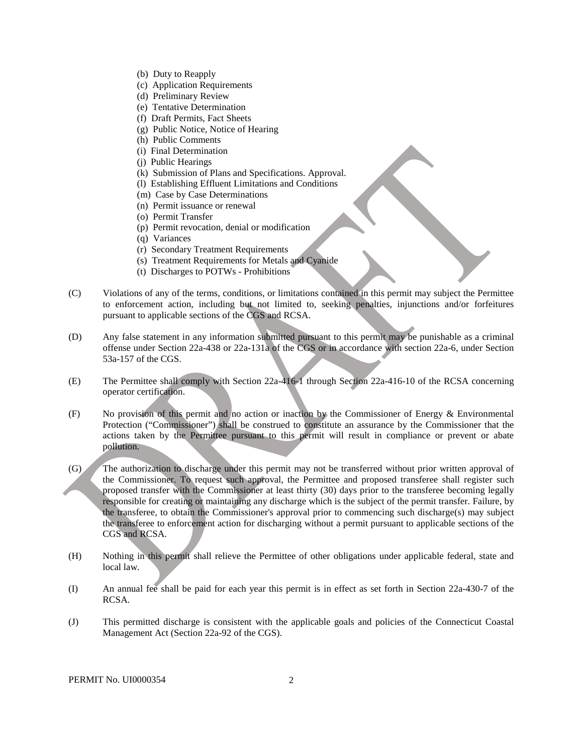- (b) Duty to Reapply
- (c) Application Requirements
- (d) Preliminary Review
- (e) Tentative Determination
- (f) Draft Permits, Fact Sheets
- (g) Public Notice, Notice of Hearing
- (h) Public Comments
- (i) Final Determination
- (j) Public Hearings
- (k) Submission of Plans and Specifications. Approval.
- (l) Establishing Effluent Limitations and Conditions
- (m) Case by Case Determinations
- (n) Permit issuance or renewal
- (o) Permit Transfer
- (p) Permit revocation, denial or modification
- (q) Variances
- (r) Secondary Treatment Requirements
- (s) Treatment Requirements for Metals and Cyanide
- (t) Discharges to POTWs - Prohibitions

(C) Violations of any of the terms, conditions, or limitations contained in this permit may subject the Permittee to enforcement action, including but not limited to, seeking penalties, injunctions and/or forfeitures pursuant to applicable sections of the CGS and RCSA.

(D) Any false statement in any information submitted pursuant to this permit may be punishable as a criminal offense under Section 22a-438 or 22a-131a of the CGS or in accordance with section 22a-6, under Section 53a-157 of the CGS.

(E) The Permittee shall comply with Section 22a-416-1 through Section 22a-416-10 of the RCSA concerning operator certification.

(F) No provision of this permit and no action or inaction by the Commissioner of Energy & Environmental Protection ("Commissioner") shall be construed to constitute an assurance by the Commissioner that the actions taken by the Permittee pursuant to this permit will result in compliance or prevent or abate pollution.

(G) The authorization to discharge under this permit may not be transferred without prior written approval of the Commissioner. To request such approval, the Permittee and proposed transferee shall register such proposed transfer with the Commissioner at least thirty (30) days prior to the transferee becoming legally responsible for creating or maintaining any discharge which is the subject of the permit transfer. Failure, by the transferee, to obtain the Commissioner's approval prior to commencing such discharge(s) may subject the transferee to enforcement action for discharging without a permit pursuant to applicable sections of the CGS and RCSA.

(H) Nothing in this permit shall relieve the Permittee of other obligations under applicable federal, state and local law.

(I) An annual fee shall be paid for each year this permit is in effect as set forth in Section 22a-430-7 of the RCSA.

(J) This permitted discharge is consistent with the applicable goals and policies of the Connecticut Coastal Management Act (Section 22a-92 of the CGS).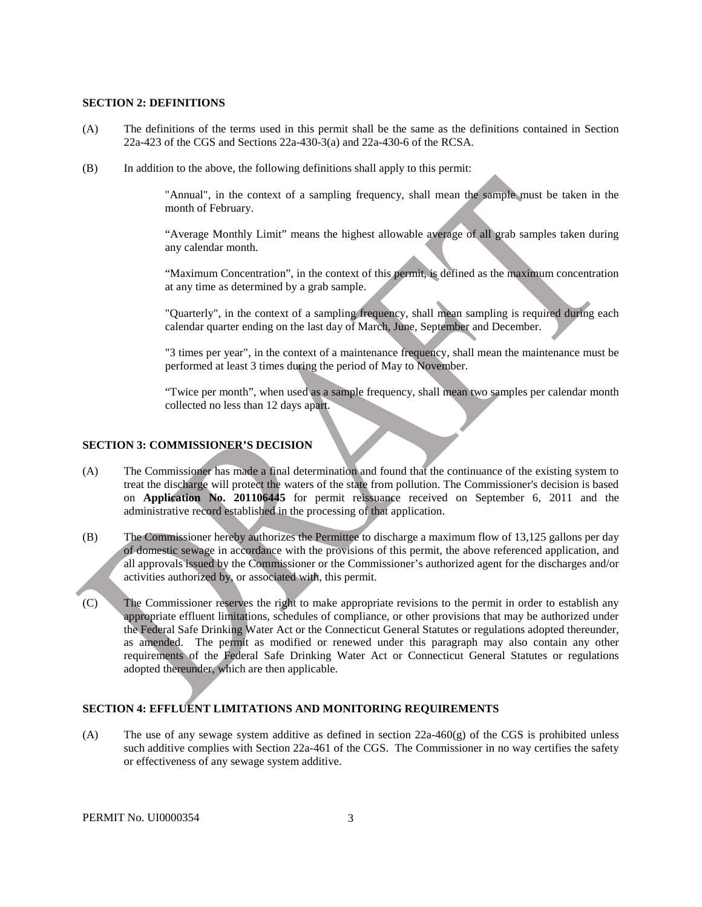**SECTION 2: DEFINITIONS**

(A) The definitions of the terms used in this permit shall be the same as the definitions contained in Section 22a-423 of the CGS and Sections 22a-430-3(a) and 22a-430-6 of the RCSA.

(B) In addition to the above, the following definitions shall apply to this permit:

"Annual", in the context of a sampling frequency, shall mean the sample must be taken in the month of February.

"Average Monthly Limit" means the highest allowable average of all grab samples taken during any calendar month.

"Maximum Concentration", in the context of this permit, is defined as the maximum concentration at any time as determined by a grab sample.

"Quarterly", in the context of a sampling frequency, shall mean sampling is required during each calendar quarter ending on the last day of March, June, September and December.

"3 times per year", in the context of a maintenance frequency, shall mean the maintenance must be performed at least 3 times during the period of May to November.

"Twice per month", when used as a sample frequency, shall mean two samples per calendar month collected no less than 12 days apart.

**SECTION 3: COMMISSIONER'S DECISION**

(A) The Commissioner has made a final determination and found that the continuance of the existing system to treat the discharge will protect the waters of the state from pollution. The Commissioner's decision is based on **Application No. 201106445** for permit reissuance received on September 6, 2011 and the administrative record established in the processing of that application.

(B) The Commissioner hereby authorizes the Permittee to discharge a maximum flow of 13,125 gallons per day of domestic sewage in accordance with the provisions of this permit, the above referenced application, and all approvals issued by the Commissioner or the Commissioner's authorized agent for the discharges and/or activities authorized by, or associated with, this permit.

(C) The Commissioner reserves the right to make appropriate revisions to the permit in order to establish any appropriate effluent limitations, schedules of compliance, or other provisions that may be authorized under the Federal Safe Drinking Water Act or the Connecticut General Statutes or regulations adopted thereunder, as amended. The permit as modified or renewed under this paragraph may also contain any other requirements of the Federal Safe Drinking Water Act or Connecticut General Statutes or regulations adopted thereunder, which are then applicable.

**SECTION 4: EFFLUENT LIMITATIONS AND MONITORING REQUIREMENTS**

(A) The use of any sewage system additive as defined in section 22a-460(g) of the CGS is prohibited unless such additive complies with Section 22a-461 of the CGS. The Commissioner in no way certifies the safety or effectiveness of any sewage system additive.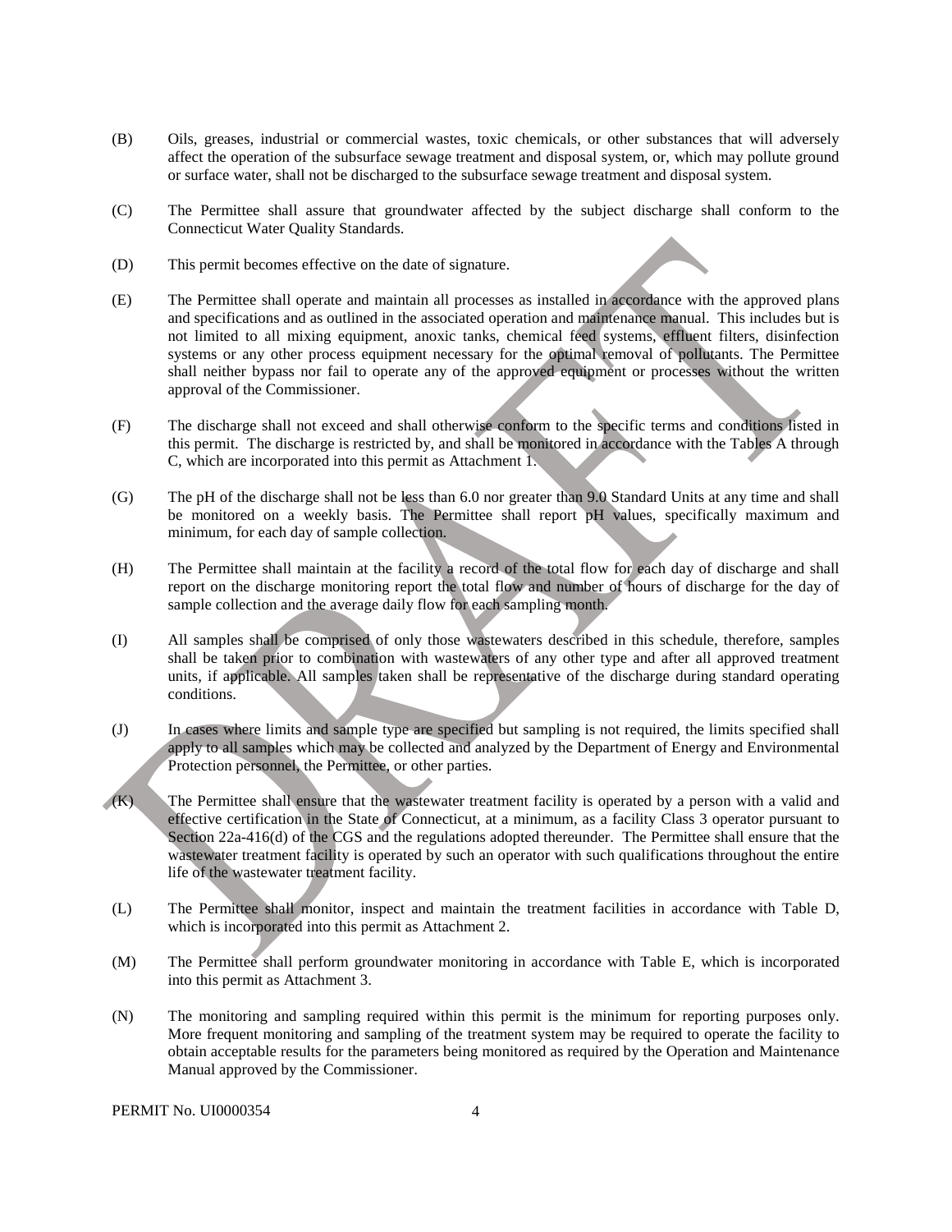(B) Oils, greases, industrial or commercial wastes, toxic chemicals, or other substances that will adversely affect the operation of the subsurface sewage treatment and disposal system, or, which may pollute ground or surface water, shall not be discharged to the subsurface sewage treatment and disposal system.

(C) The Permittee shall assure that groundwater affected by the subject discharge shall conform to the Connecticut Water Quality Standards.

(D) This permit becomes effective on the date of signature.

(E) The Permittee shall operate and maintain all processes as installed in accordance with the approved plans and specifications and as outlined in the associated operation and maintenance manual. This includes but is not limited to all mixing equipment, anoxic tanks, chemical feed systems, effluent filters, disinfection systems or any other process equipment necessary for the optimal removal of pollutants. The Permittee shall neither bypass nor fail to operate any of the approved equipment or processes without the written approval of the Commissioner.

(F) The discharge shall not exceed and shall otherwise conform to the specific terms and conditions listed in this permit. The discharge is restricted by, and shall be monitored in accordance with the Tables A through C, which are incorporated into this permit as Attachment 1.

(G) The pH of the discharge shall not be less than 6.0 nor greater than 9.0 Standard Units at any time and shall be monitored on a weekly basis. The Permittee shall report pH values, specifically maximum and minimum, for each day of sample collection.

(H) The Permittee shall maintain at the facility a record of the total flow for each day of discharge and shall report on the discharge monitoring report the total flow and number of hours of discharge for the day of sample collection and the average daily flow for each sampling month.

(I) All samples shall be comprised of only those wastewaters described in this schedule, therefore, samples shall be taken prior to combination with wastewaters of any other type and after all approved treatment units, if applicable. All samples taken shall be representative of the discharge during standard operating conditions.

(J) In cases where limits and sample type are specified but sampling is not required, the limits specified shall apply to all samples which may be collected and analyzed by the Department of Energy and Environmental Protection personnel, the Permittee, or other parties.

(K) The Permittee shall ensure that the wastewater treatment facility is operated by a person with a valid and effective certification in the State of Connecticut, at a minimum, as a facility Class 3 operator pursuant to Section 22a-416(d) of the CGS and the regulations adopted thereunder. The Permittee shall ensure that the wastewater treatment facility is operated by such an operator with such qualifications throughout the entire life of the wastewater treatment facility.

(L) The Permittee shall monitor, inspect and maintain the treatment facilities in accordance with Table D, which is incorporated into this permit as Attachment 2.

(M) The Permittee shall perform groundwater monitoring in accordance with Table E, which is incorporated into this permit as Attachment 3.

(N) The monitoring and sampling required within this permit is the minimum for reporting purposes only. More frequent monitoring and sampling of the treatment system may be required to operate the facility to obtain acceptable results for the parameters being monitored as required by the Operation and Maintenance Manual approved by the Commissioner.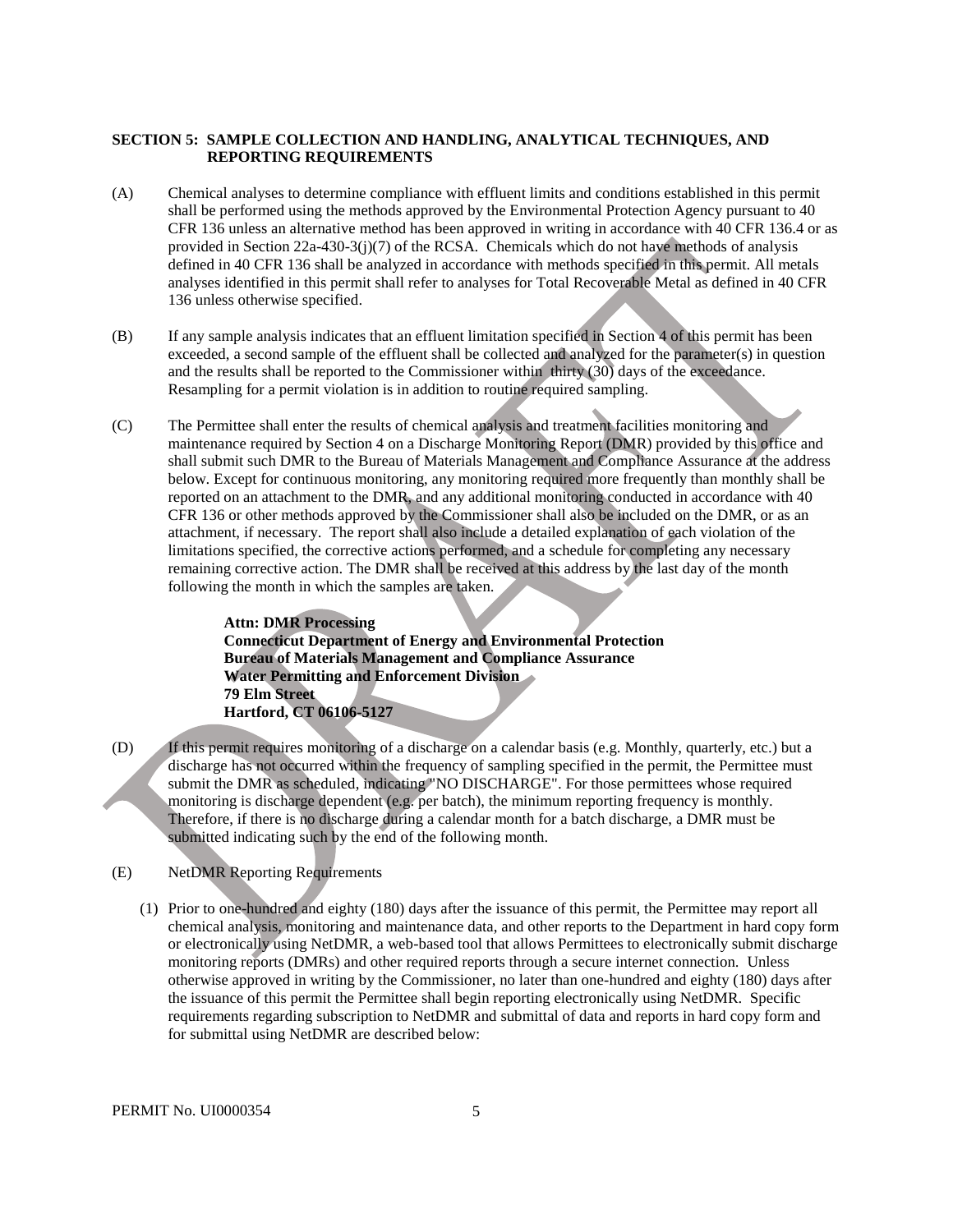**SECTION 5: SAMPLE COLLECTION AND HANDLING, ANALYTICAL TECHNIQUES, AND REPORTING REQUIREMENTS**

(A) Chemical analyses to determine compliance with effluent limits and conditions established in this permit shall be performed using the methods approved by the Environmental Protection Agency pursuant to 40 CFR 136 unless an alternative method has been approved in writing in accordance with 40 CFR 136.4 or as provided in Section 22a-430-3(j)(7) of the RCSA. Chemicals which do not have methods of analysis defined in 40 CFR 136 shall be analyzed in accordance with methods specified in this permit. All metals analyses identified in this permit shall refer to analyses for Total Recoverable Metal as defined in 40 CFR 136 unless otherwise specified.

(B) If any sample analysis indicates that an effluent limitation specified in Section 4 of this permit has been exceeded, a second sample of the effluent shall be collected and analyzed for the parameter(s) in question and the results shall be reported to the Commissioner within thirty (30) days of the exceedance. Resampling for a permit violation is in addition to routine required sampling.

(C) The Permittee shall enter the results of chemical analysis and treatment facilities monitoring and maintenance required by Section 4 on a Discharge Monitoring Report (DMR) provided by this office and shall submit such DMR to the Bureau of Materials Management and Compliance Assurance at the address below. Except for continuous monitoring, any monitoring required more frequently than monthly shall be reported on an attachment to the DMR, and any additional monitoring conducted in accordance with 40 CFR 136 or other methods approved by the Commissioner shall also be included on the DMR, or as an attachment, if necessary. The report shall also include a detailed explanation of each violation of the limitations specified, the corrective actions performed, and a schedule for completing any necessary remaining corrective action. The DMR shall be received at this address by the last day of the month following the month in which the samples are taken.

> **Attn: DMR Processing**
> **Connecticut Department of Energy and Environmental Protection**
> **Bureau of Materials Management and Compliance Assurance**
> **Water Permitting and Enforcement Division**
> **79 Elm Street**
> **Hartford, CT 06106-5127**

(D) If this permit requires monitoring of a discharge on a calendar basis (e.g. Monthly, quarterly, etc.) but a discharge has not occurred within the frequency of sampling specified in the permit, the Permittee must submit the DMR as scheduled, indicating "NO DISCHARGE". For those permittees whose required monitoring is discharge dependent (e.g. per batch), the minimum reporting frequency is monthly. Therefore, if there is no discharge during a calendar month for a batch discharge, a DMR must be submitted indicating such by the end of the following month.

(E) NetDMR Reporting Requirements

(1) Prior to one-hundred and eighty (180) days after the issuance of this permit, the Permittee may report all chemical analysis, monitoring and maintenance data, and other reports to the Department in hard copy form or electronically using NetDMR, a web-based tool that allows Permittees to electronically submit discharge monitoring reports (DMRs) and other required reports through a secure internet connection. Unless otherwise approved in writing by the Commissioner, no later than one-hundred and eighty (180) days after the issuance of this permit the Permittee shall begin reporting electronically using NetDMR. Specific requirements regarding subscription to NetDMR and submittal of data and reports in hard copy form and for submittal using NetDMR are described below: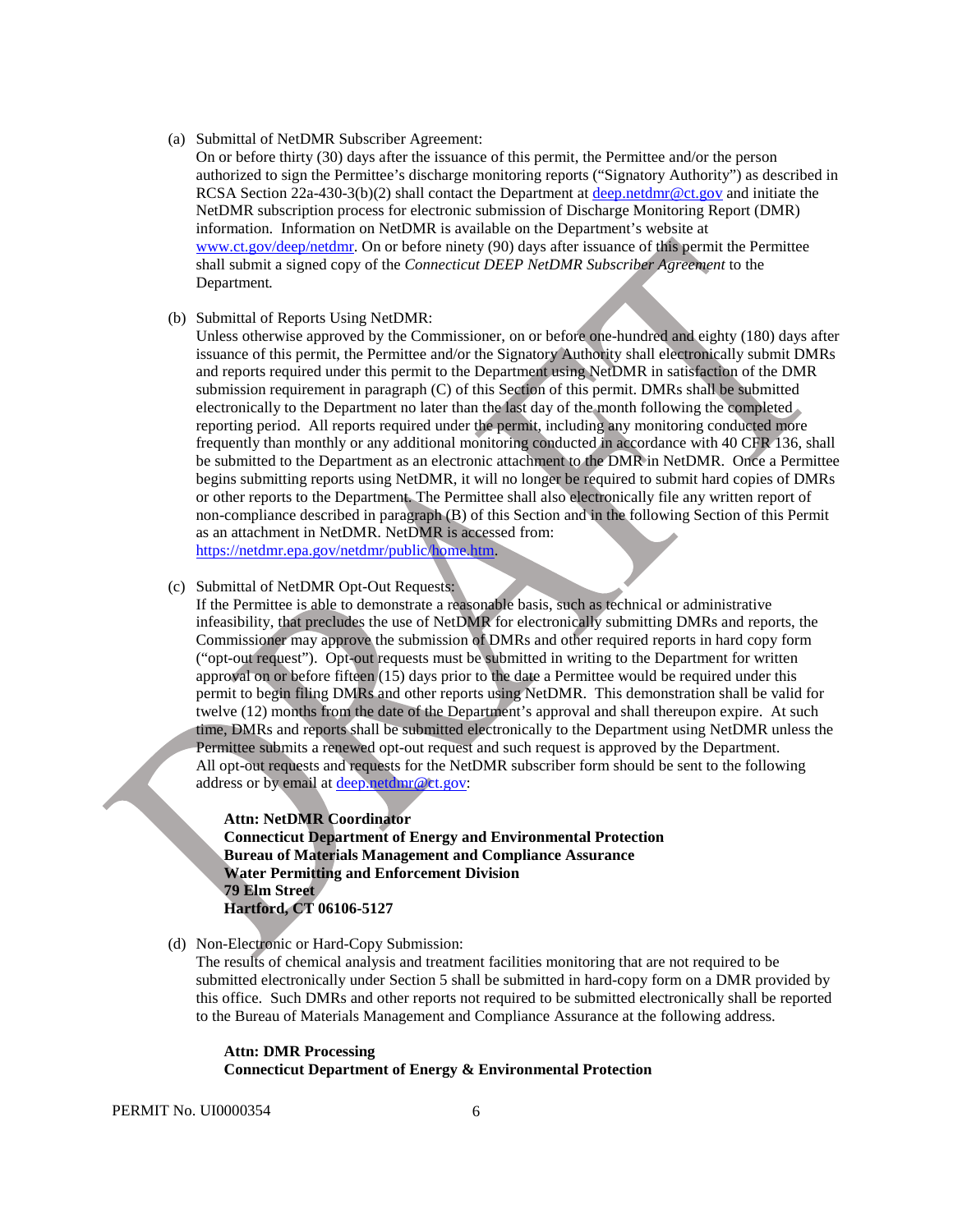(a) Submittal of NetDMR Subscriber Agreement:
On or before thirty (30) days after the issuance of this permit, the Permittee and/or the person authorized to sign the Permittee's discharge monitoring reports ("Signatory Authority") as described in RCSA Section 22a-430-3(b)(2) shall contact the Department at deep.netdmr@ct.gov and initiate the NetDMR subscription process for electronic submission of Discharge Monitoring Report (DMR) information. Information on NetDMR is available on the Department's website at www.ct.gov/deep/netdmr. On or before ninety (90) days after issuance of this permit the Permittee shall submit a signed copy of the *Connecticut DEEP NetDMR Subscriber Agreement* to the Department.

(b) Submittal of Reports Using NetDMR:
Unless otherwise approved by the Commissioner, on or before one-hundred and eighty (180) days after issuance of this permit, the Permittee and/or the Signatory Authority shall electronically submit DMRs and reports required under this permit to the Department using NetDMR in satisfaction of the DMR submission requirement in paragraph (C) of this Section of this permit. DMRs shall be submitted electronically to the Department no later than the last day of the month following the completed reporting period. All reports required under the permit, including any monitoring conducted more frequently than monthly or any additional monitoring conducted in accordance with 40 CFR 136, shall be submitted to the Department as an electronic attachment to the DMR in NetDMR. Once a Permittee begins submitting reports using NetDMR, it will no longer be required to submit hard copies of DMRs or other reports to the Department. The Permittee shall also electronically file any written report of non-compliance described in paragraph (B) of this Section and in the following Section of this Permit as an attachment in NetDMR. NetDMR is accessed from: https://netdmr.epa.gov/netdmr/public/home.htm.

(c) Submittal of NetDMR Opt-Out Requests:
If the Permittee is able to demonstrate a reasonable basis, such as technical or administrative infeasibility, that precludes the use of NetDMR for electronically submitting DMRs and reports, the Commissioner may approve the submission of DMRs and other required reports in hard copy form ("opt-out request"). Opt-out requests must be submitted in writing to the Department for written approval on or before fifteen (15) days prior to the date a Permittee would be required under this permit to begin filing DMRs and other reports using NetDMR. This demonstration shall be valid for twelve (12) months from the date of the Department's approval and shall thereupon expire. At such time, DMRs and reports shall be submitted electronically to the Department using NetDMR unless the Permittee submits a renewed opt-out request and such request is approved by the Department. All opt-out requests and requests for the NetDMR subscriber form should be sent to the following address or by email at deep.netdmr@ct.gov:

**Attn: NetDMR Coordinator**
**Connecticut Department of Energy and Environmental Protection**
**Bureau of Materials Management and Compliance Assurance**
**Water Permitting and Enforcement Division**
**79 Elm Street**
**Hartford, CT 06106-5127**

(d) Non-Electronic or Hard-Copy Submission:
The results of chemical analysis and treatment facilities monitoring that are not required to be submitted electronically under Section 5 shall be submitted in hard-copy form on a DMR provided by this office. Such DMRs and other reports not required to be submitted electronically shall be reported to the Bureau of Materials Management and Compliance Assurance at the following address.

**Attn: DMR Processing**
**Connecticut Department of Energy & Environmental Protection**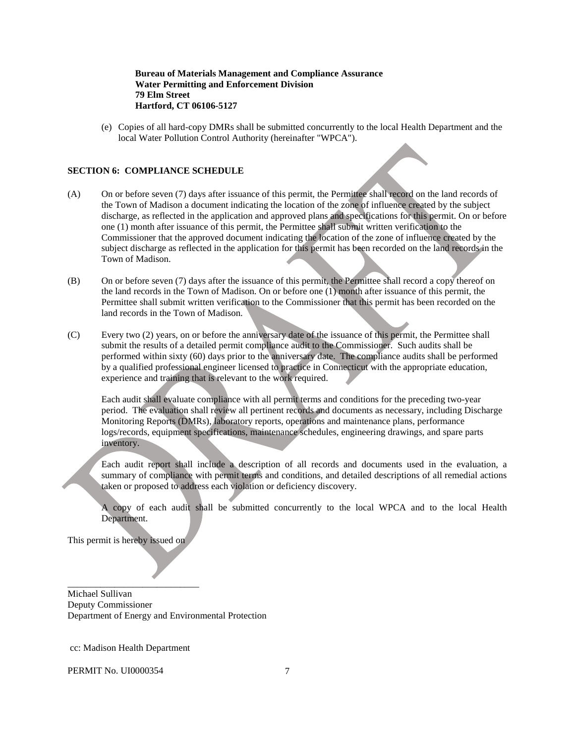**Bureau of Materials Management and Compliance Assurance**
**Water Permitting and Enforcement Division**
**79 Elm Street**
**Hartford, CT 06106-5127**

(e) Copies of all hard-copy DMRs shall be submitted concurrently to the local Health Department and the local Water Pollution Control Authority (hereinafter "WPCA").

## SECTION 6: COMPLIANCE SCHEDULE

(A) On or before seven (7) days after issuance of this permit, the Permittee shall record on the land records of the Town of Madison a document indicating the location of the zone of influence created by the subject discharge, as reflected in the application and approved plans and specifications for this permit. On or before one (1) month after issuance of this permit, the Permittee shall submit written verification to the Commissioner that the approved document indicating the location of the zone of influence created by the subject discharge as reflected in the application for this permit has been recorded on the land records in the Town of Madison.

(B) On or before seven (7) days after the issuance of this permit, the Permittee shall record a copy thereof on the land records in the Town of Madison. On or before one (1) month after issuance of this permit, the Permittee shall submit written verification to the Commissioner that this permit has been recorded on the land records in the Town of Madison.

(C) Every two (2) years, on or before the anniversary date of the issuance of this permit, the Permittee shall submit the results of a detailed permit compliance audit to the Commissioner. Such audits shall be performed within sixty (60) days prior to the anniversary date. The compliance audits shall be performed by a qualified professional engineer licensed to practice in Connecticut with the appropriate education, experience and training that is relevant to the work required.

Each audit shall evaluate compliance with all permit terms and conditions for the preceding two-year period. The evaluation shall review all pertinent records and documents as necessary, including Discharge Monitoring Reports (DMRs), laboratory reports, operations and maintenance plans, performance logs/records, equipment specifications, maintenance schedules, engineering drawings, and spare parts inventory.

Each audit report shall include a description of all records and documents used in the evaluation, a summary of compliance with permit terms and conditions, and detailed descriptions of all remedial actions taken or proposed to address each violation or deficiency discovery.

A copy of each audit shall be submitted concurrently to the local WPCA and to the local Health Department.

This permit is hereby issued on

_____________________________
Michael Sullivan
Deputy Commissioner
Department of Energy and Environmental Protection

cc: Madison Health Department

PERMIT No. UI0000354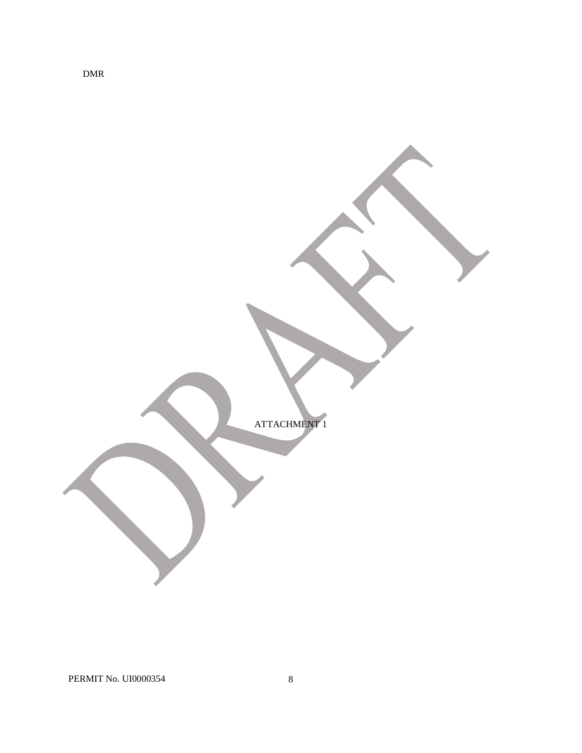DMR

ATTACHMENT 1

PERMIT No. UI0000354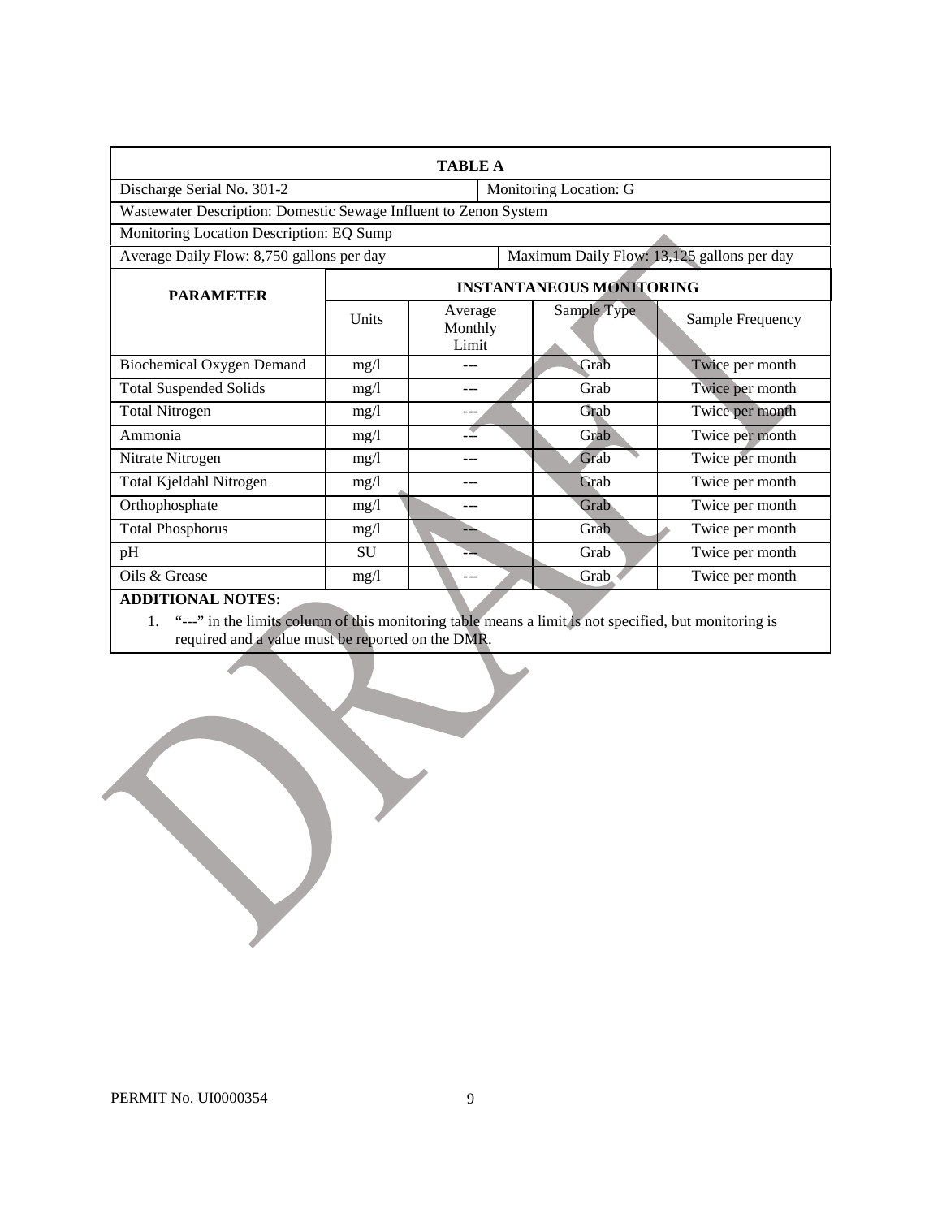| TABLE A | | | | |
|---|---|---|---|---|
| Discharge Serial No. 301-2 | | | Monitoring Location: G | |
| Wastewater Description: Domestic Sewage Influent to Zenon System | | | | |
| Monitoring Location Description: EQ Sump | | | | |
| Average Daily Flow: 8,750 gallons per day | | | Maximum Daily Flow: 13,125 gallons per day | |
| **PARAMETER** | **INSTANTANEOUS MONITORING** | | | |
| | Units | Average Monthly Limit | Sample Type | Sample Frequency |
| Biochemical Oxygen Demand | mg/l | --- | Grab | Twice per month |
| Total Suspended Solids | mg/l | --- | Grab | Twice per month |
| Total Nitrogen | mg/l | --- | Grab | Twice per month |
| Ammonia | mg/l | --- | Grab | Twice per month |
| Nitrate Nitrogen | mg/l | --- | Grab | Twice per month |
| Total Kjeldahl Nitrogen | mg/l | --- | Grab | Twice per month |
| Orthophosphate | mg/l | --- | Grab | Twice per month |
| Total Phosphorus | mg/l | --- | Grab | Twice per month |
| pH | SU | --- | Grab | Twice per month |
| Oils & Grease | mg/l | --- | Grab | Twice per month |

**ADDITIONAL NOTES:**

1. "---" in the limits column of this monitoring table means a limit is not specified, but monitoring is required and a value must be reported on the DMR.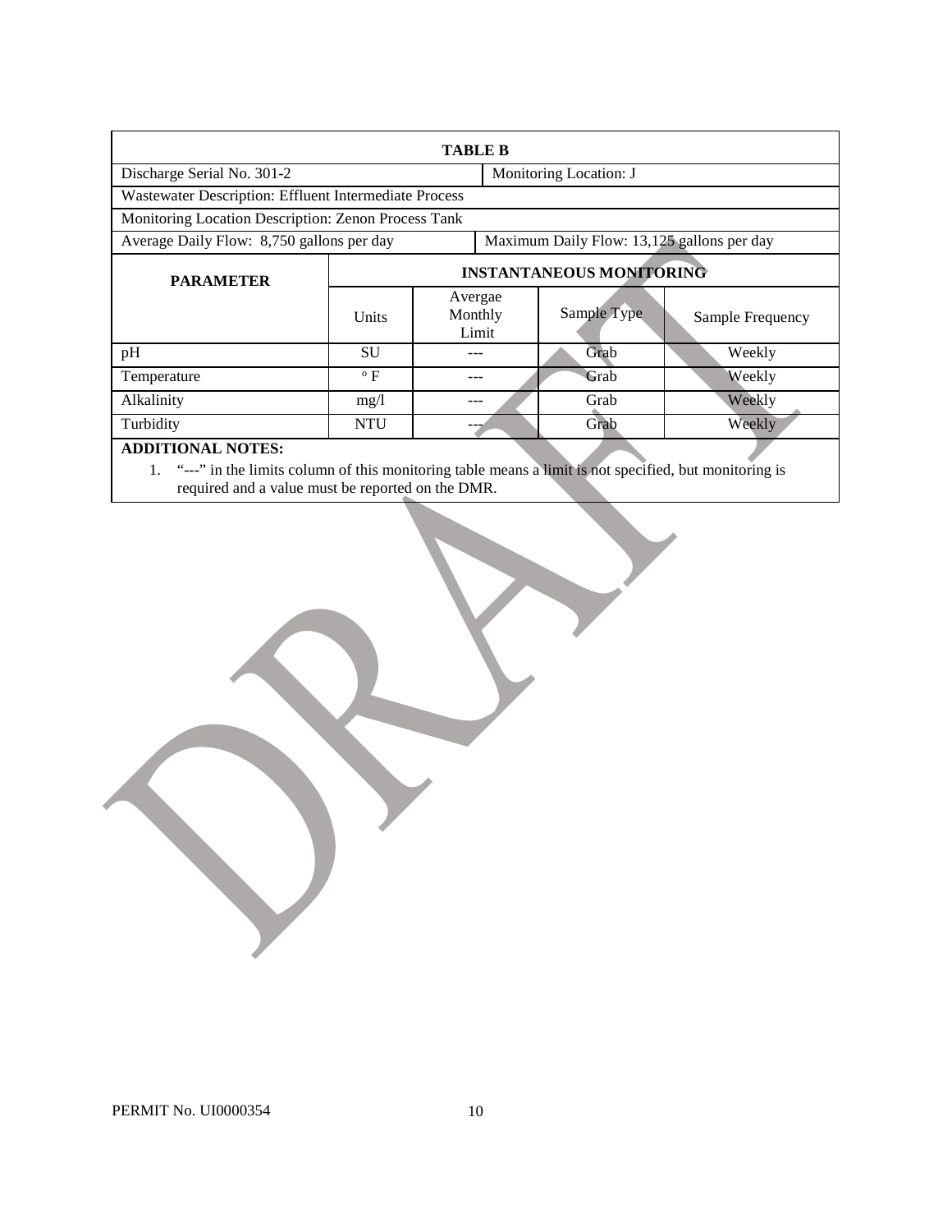| TABLE B | | | | |
|---|---|---|---|---|
| Discharge Serial No. 301-2 | | | Monitoring Location: J | |
| Wastewater Description: Effluent Intermediate Process | | | | |
| Monitoring Location Description: Zenon Process Tank | | | | |
| Average Daily Flow: 8,750 gallons per day | | | Maximum Daily Flow: 13,125 gallons per day | |
| **PARAMETER** | **INSTANTANEOUS MONITORING** | | | |
| | Units | Avergae Monthly Limit | Sample Type | Sample Frequency |
| pH | SU | --- | Grab | Weekly |
| Temperature | $^{o}$ F | --- | Grab | Weekly |
| Alkalinity | mg/l | --- | Grab | Weekly |
| Turbidity | NTU | --- | Grab | Weekly |

**ADDITIONAL NOTES:**

1. "---" in the limits column of this monitoring table means a limit is not specified, but monitoring is required and a value must be reported on the DMR.

PERMIT No. UI0000354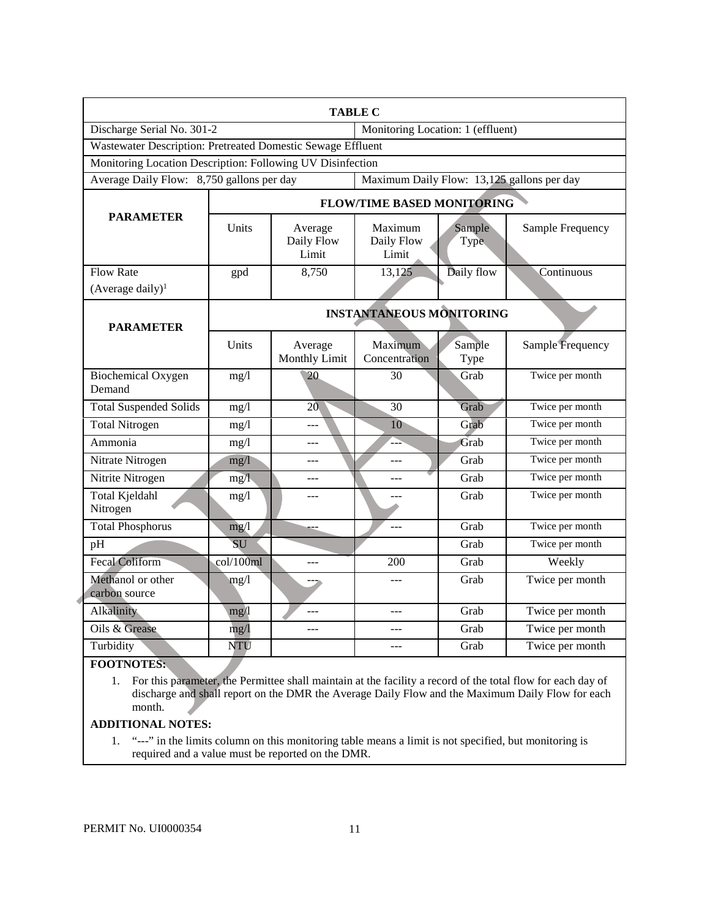| TABLE C | | | | | |
|---|---|---|---|---|---|
| Discharge Serial No. 301-2 | | | Monitoring Location: 1 (effluent) | | |
| Wastewater Description: Pretreated Domestic Sewage Effluent | | | | | |
| Monitoring Location Description: Following UV Disinfection | | | | | |
| Average Daily Flow: 8,750 gallons per day | | | Maximum Daily Flow: 13,125 gallons per day | | |
| **PARAMETER** | **FLOW/TIME BASED MONITORING** | | | | |
| | Units | Average Daily Flow Limit | Maximum Daily Flow Limit | Sample Type | Sample Frequency |
| Flow Rate (Average daily)[1] | gpd | 8,750 | 13,125 | Daily flow | Continuous |
| **PARAMETER** | **INSTANTANEOUS MONITORING** | | | | |
| | Units | Average Monthly Limit | Maximum Concentration | Sample Type | Sample Frequency |
| Biochemical Oxygen Demand | mg/l | 20 | 30 | Grab | Twice per month |
| Total Suspended Solids | mg/l | 20 | 30 | Grab | Twice per month |
| Total Nitrogen | mg/l | --- | 10 | Grab | Twice per month |
| Ammonia | mg/l | --- | --- | Grab | Twice per month |
| Nitrate Nitrogen | mg/l | --- | --- | Grab | Twice per month |
| Nitrite Nitrogen | mg/l | --- | --- | Grab | Twice per month |
| Total Kjeldahl Nitrogen | mg/l | --- | --- | Grab | Twice per month |
| Total Phosphorus | mg/l | --- | --- | Grab | Twice per month |
| pH | SU | | | Grab | Twice per month |
| Fecal Coliform | col/100ml | --- | 200 | Grab | Weekly |
| Methanol or other carbon source | mg/l | --- | --- | Grab | Twice per month |
| Alkalinity | mg/l | --- | --- | Grab | Twice per month |
| Oils & Grease | mg/l | --- | --- | Grab | Twice per month |
| Turbidity | NTU | | --- | Grab | Twice per month |

**FOOTNOTES:**

1. For this parameter, the Permittee shall maintain at the facility a record of the total flow for each day of discharge and shall report on the DMR the Average Daily Flow and the Maximum Daily Flow for each month.

**ADDITIONAL NOTES:**

1. "---" in the limits column on this monitoring table means a limit is not specified, but monitoring is required and a value must be reported on the DMR.

PERMIT No. UI0000354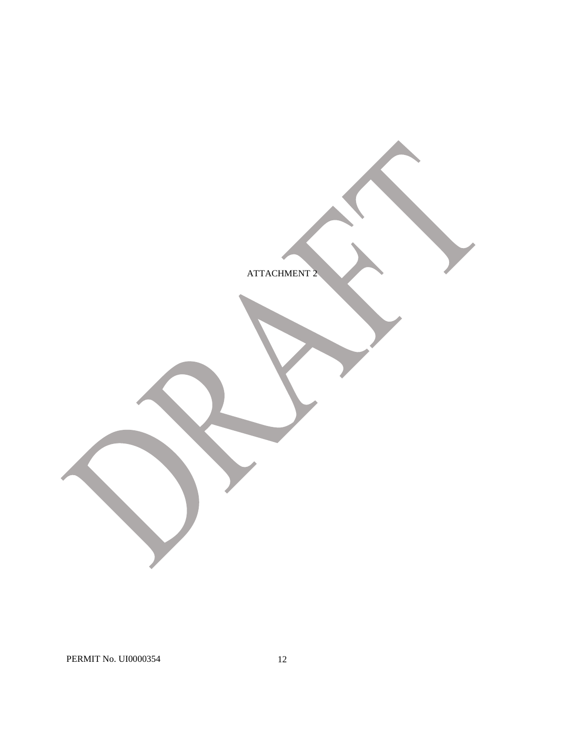ATTACHMENT 2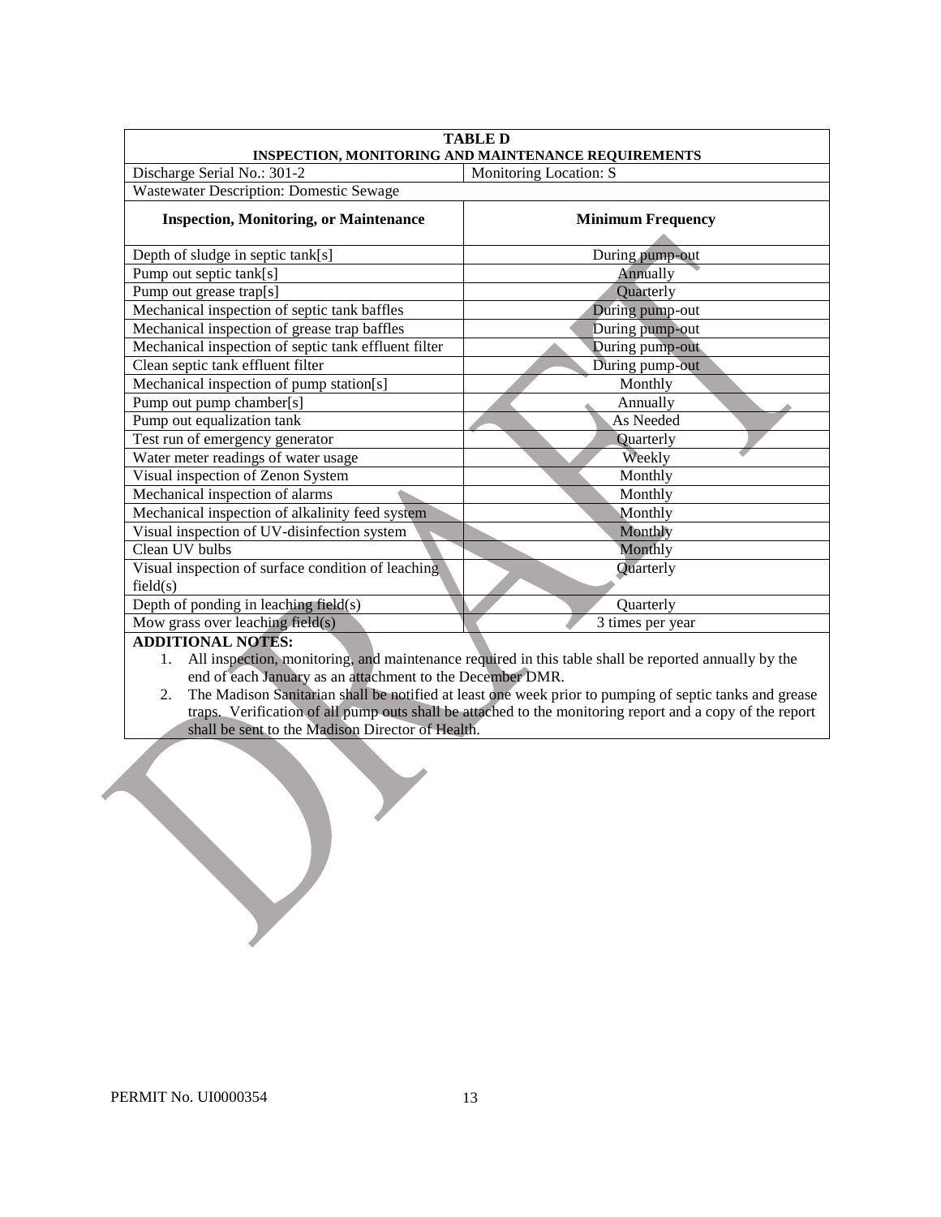| TABLE D INSPECTION, MONITORING AND MAINTENANCE REQUIREMENTS | |
|---|---|
| Discharge Serial No.: 301-2 | Monitoring Location: S |
| Wastewater Description: Domestic Sewage | |
| **Inspection, Monitoring, or Maintenance** | **Minimum Frequency** |
| Depth of sludge in septic tank[s] | During pump-out |
| Pump out septic tank[s] | Annually |
| Pump out grease trap[s] | Quarterly |
| Mechanical inspection of septic tank baffles | During pump-out |
| Mechanical inspection of grease trap baffles | During pump-out |
| Mechanical inspection of septic tank effluent filter | During pump-out |
| Clean septic tank effluent filter | During pump-out |
| Mechanical inspection of pump station[s] | Monthly |
| Pump out pump chamber[s] | Annually |
| Pump out equalization tank | As Needed |
| Test run of emergency generator | Quarterly |
| Water meter readings of water usage | Weekly |
| Visual inspection of Zenon System | Monthly |
| Mechanical inspection of alarms | Monthly |
| Mechanical inspection of alkalinity feed system | Monthly |
| Visual inspection of UV-disinfection system | Monthly |
| Clean UV bulbs | Monthly |
| Visual inspection of surface condition of leaching field(s) | Quarterly |
| Depth of ponding in leaching field(s) | Quarterly |
| Mow grass over leaching field(s) | 3 times per year |

**ADDITIONAL NOTES:**

1. All inspection, monitoring, and maintenance required in this table shall be reported annually by the end of each January as an attachment to the December DMR.
2. The Madison Sanitarian shall be notified at least one week prior to pumping of septic tanks and grease traps. Verification of all pump outs shall be attached to the monitoring report and a copy of the report shall be sent to the Madison Director of Health.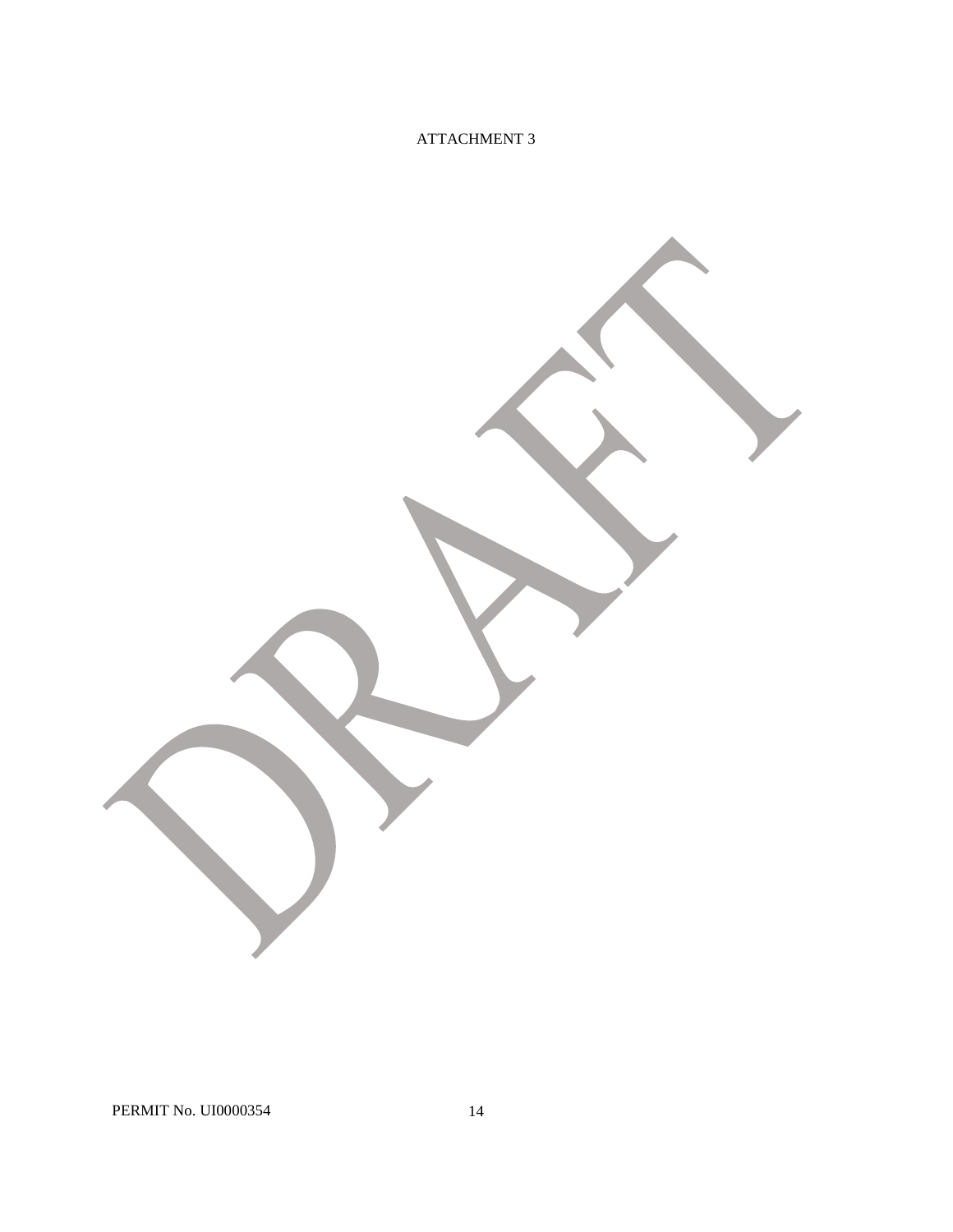ATTACHMENT 3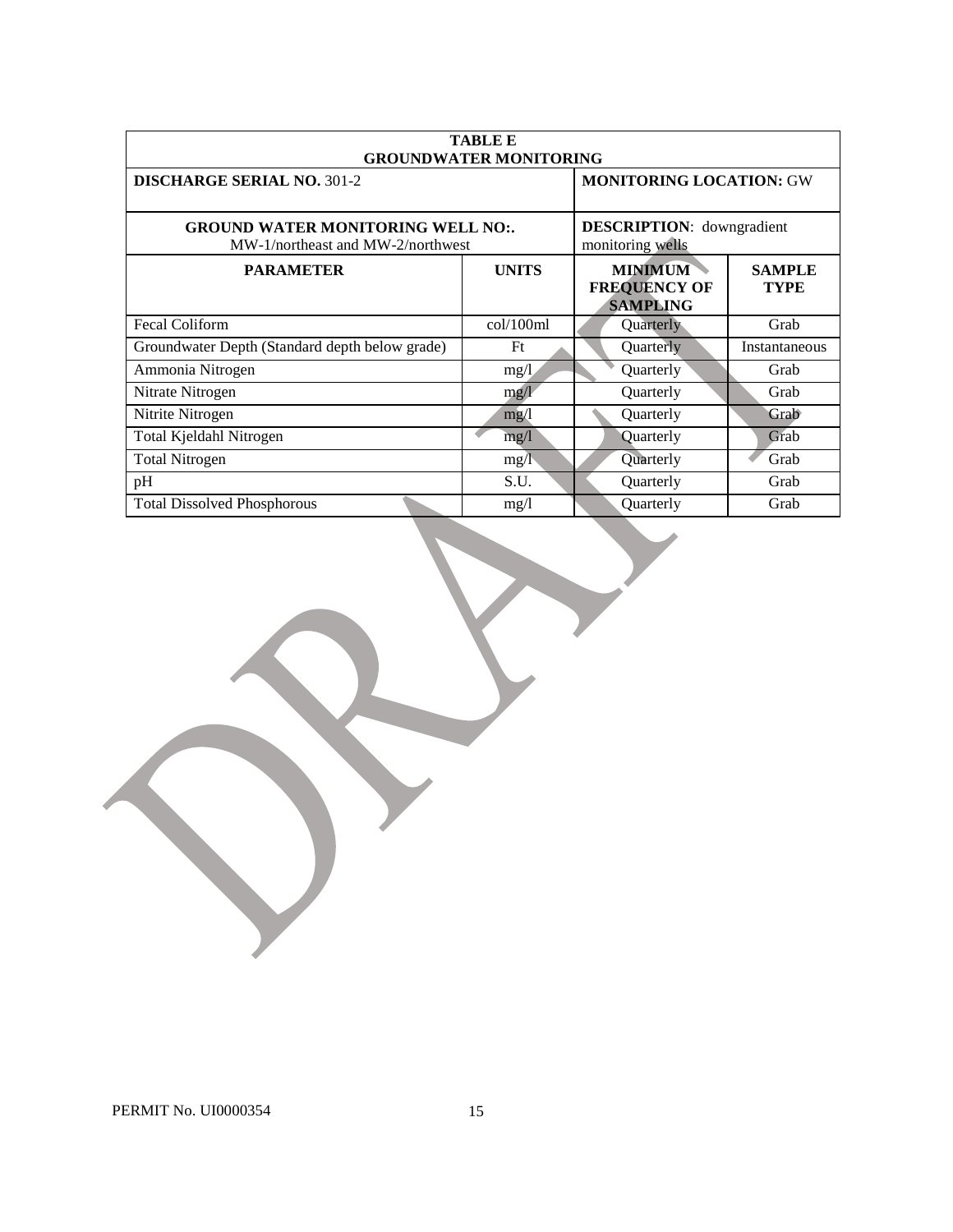| TABLE E<br>GROUNDWATER MONITORING | | | |
|---|---|---|---|
| **DISCHARGE SERIAL NO.** 301-2 | | **MONITORING LOCATION:** GW | |
| **GROUND WATER MONITORING WELL NO:.**<br>MW-1/northeast and MW-2/northwest | | **DESCRIPTION**: downgradient monitoring wells | |
| **PARAMETER** | **UNITS** | **MINIMUM FREQUENCY OF SAMPLING** | **SAMPLE TYPE** |
| Fecal Coliform | col/100ml | Quarterly | Grab |
| Groundwater Depth (Standard depth below grade) | Ft | Quarterly | Instantaneous |
| Ammonia Nitrogen | mg/l | Quarterly | Grab |
| Nitrate Nitrogen | mg/l | Quarterly | Grab |
| Nitrite Nitrogen | mg/l | Quarterly | Grab |
| Total Kjeldahl Nitrogen | mg/l | Quarterly | Grab |
| Total Nitrogen | mg/l | Quarterly | Grab |
| pH | S.U. | Quarterly | Grab |
| Total Dissolved Phosphorous | mg/l | Quarterly | Grab |

PERMIT No. UI0000354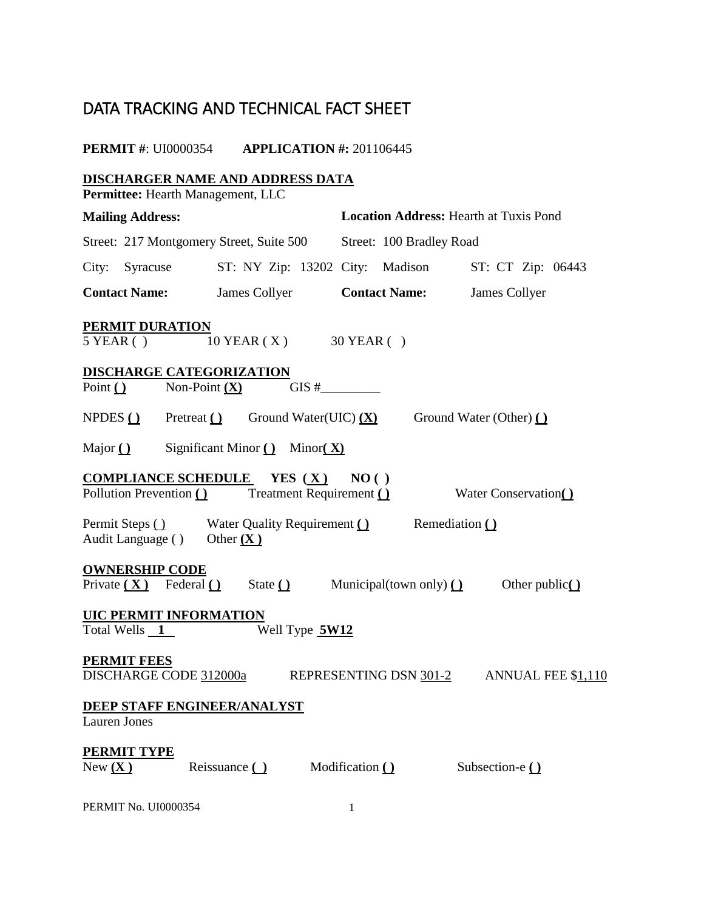# DATA TRACKING AND TECHNICAL FACT SHEET

**PERMIT #**: UI0000354 **APPLICATION #:** 201106445

**DISCHARGER NAME AND ADDRESS DATA**

**Permittee:** Hearth Management, LLC

| **Mailing Address:** | **Location Address:** Hearth at Tuxis Pond |
|---|---|
| Street: 217 Montgomery Street, Suite 500 | Street: 100 Bradley Road |
| City: Syracuse ST: NY Zip: 13202 | City: Madison ST: CT Zip: 06443 |
| **Contact Name:** James Collyer | **Contact Name:** James Collyer |

**PERMIT DURATION**

5 YEAR ( ) 10 YEAR ( X ) 30 YEAR ( )

**DISCHARGE CATEGORIZATION**

Point **( )** Non-Point **(X)** GIS #_________

NPDES **( )** Pretreat **( )** Ground Water(UIC) **(X)** Ground Water (Other) **( )**

Major **( )** Significant Minor **( )** Minor **( X)**

**COMPLIANCE SCHEDULE YES ( X ) NO ( )**

Pollution Prevention **( )** Treatment Requirement **( )** Water Conservation **( )**

Permit Steps ( ) Water Quality Requirement **( )** Remediation **( )**
Audit Language ( ) Other **(X )**

**OWNERSHIP CODE**

Private **( X )** Federal **( )** State **( )** Municipal(town only) **( )** Other public **( )**

**UIC PERMIT INFORMATION**

Total Wells **1** Well Type **5W12**

**PERMIT FEES**

DISCHARGE CODE 312000a REPRESENTING DSN 301-2 ANNUAL FEE $1,110

**DEEP STAFF ENGINEER/ANALYST**

Lauren Jones

**PERMIT TYPE**

New **(X )** Reissuance **( )** Modification **( )** Subsection-e **( )**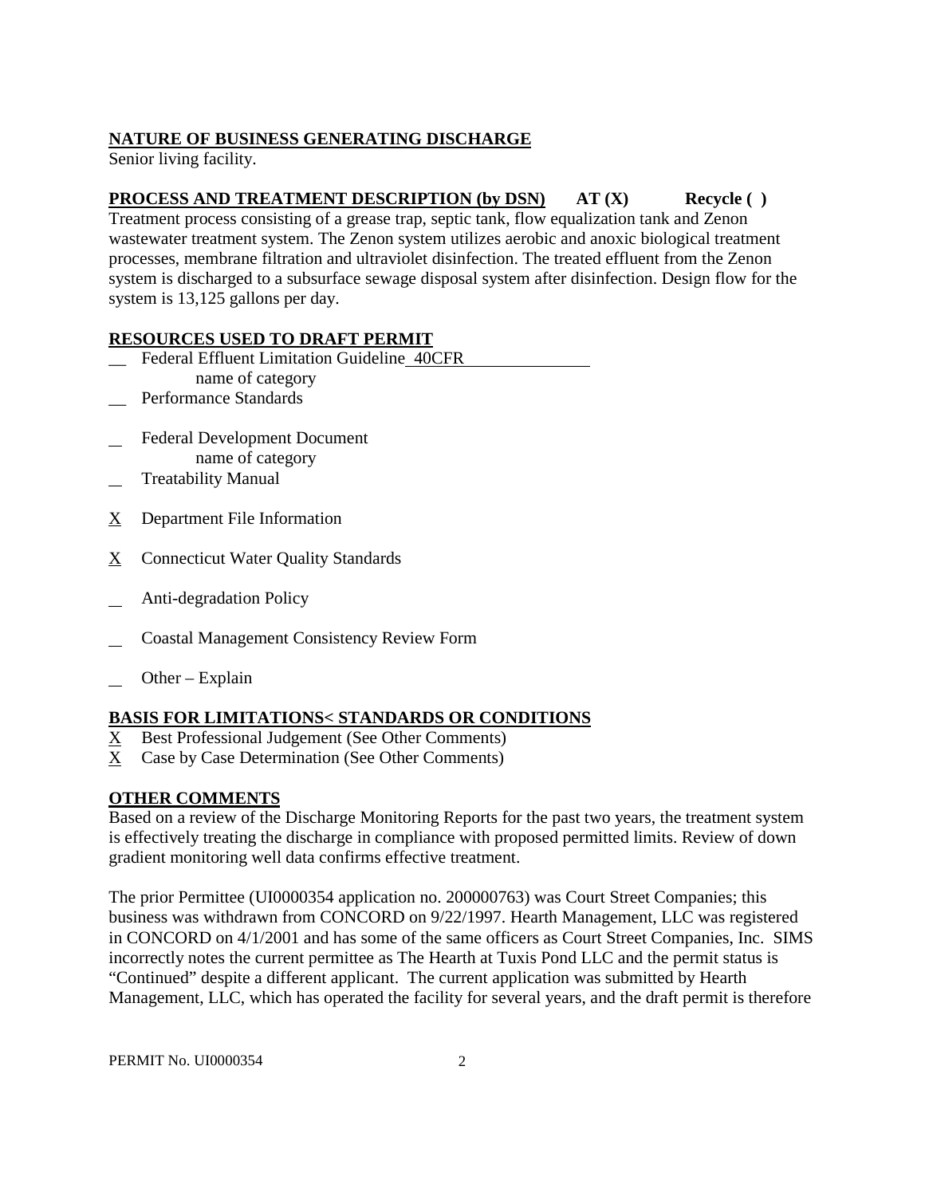## NATURE OF BUSINESS GENERATING DISCHARGE

Senior living facility.

## PROCESS AND TREATMENT DESCRIPTION (by DSN) AT (X) Recycle ( )

Treatment process consisting of a grease trap, septic tank, flow equalization tank and Zenon wastewater treatment system. The Zenon system utilizes aerobic and anoxic biological treatment processes, membrane filtration and ultraviolet disinfection. The treated effluent from the Zenon system is discharged to a subsurface sewage disposal system after disinfection. Design flow for the system is 13,125 gallons per day.

## RESOURCES USED TO DRAFT PERMIT

- __ Federal Effluent Limitation Guideline 40CFR
  name of category
- __ Performance Standards
- _ Federal Development Document
  name of category
- _ Treatability Manual
- X Department File Information
- X Connecticut Water Quality Standards
- _ Anti-degradation Policy
- _ Coastal Management Consistency Review Form
- _ Other – Explain

## BASIS FOR LIMITATIONS< STANDARDS OR CONDITIONS

- X Best Professional Judgement (See Other Comments)
- X Case by Case Determination (See Other Comments)

## OTHER COMMENTS

Based on a review of the Discharge Monitoring Reports for the past two years, the treatment system is effectively treating the discharge in compliance with proposed permitted limits. Review of down gradient monitoring well data confirms effective treatment.

The prior Permittee (UI0000354 application no. 200000763) was Court Street Companies; this business was withdrawn from CONCORD on 9/22/1997. Hearth Management, LLC was registered in CONCORD on 4/1/2001 and has some of the same officers as Court Street Companies, Inc. SIMS incorrectly notes the current permittee as The Hearth at Tuxis Pond LLC and the permit status is "Continued" despite a different applicant. The current application was submitted by Hearth Management, LLC, which has operated the facility for several years, and the draft permit is therefore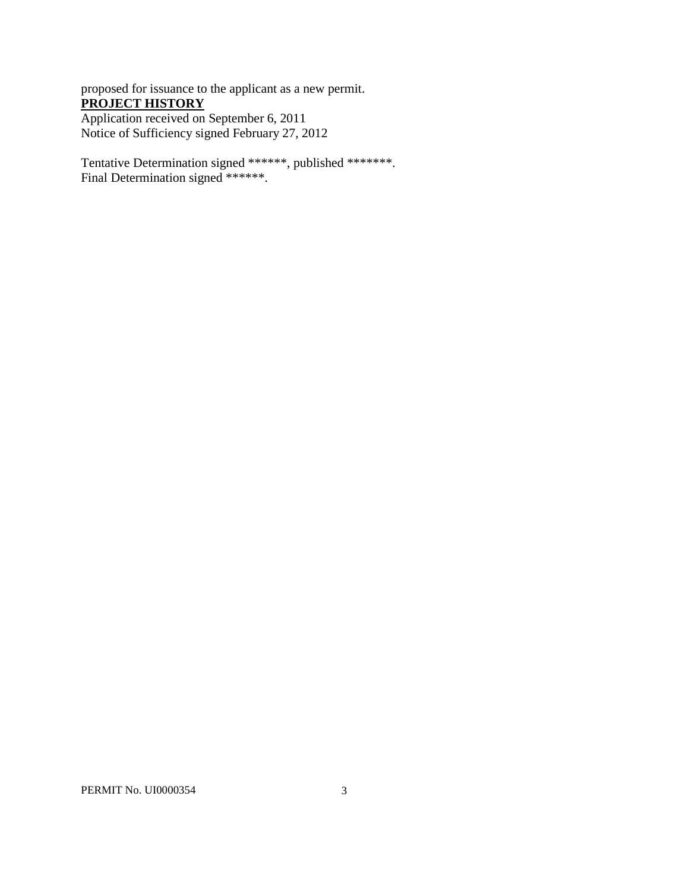proposed for issuance to the applicant as a new permit.

**PROJECT HISTORY**

Application received on September 6, 2011
Notice of Sufficiency signed February 27, 2012

Tentative Determination signed ******, published *******.
Final Determination signed ******.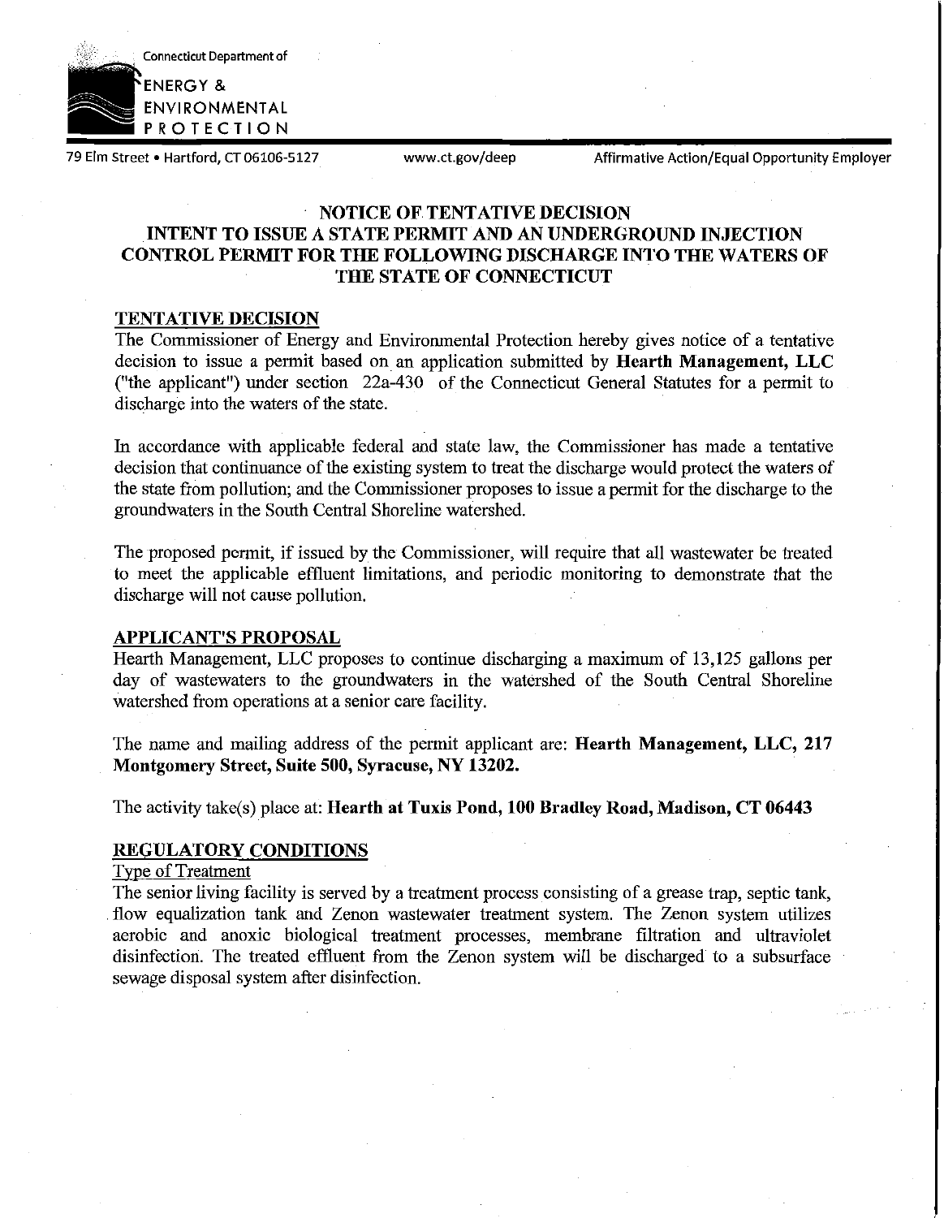Connecticut Department of

ENERGY & ENVIRONMENTAL PROTECTION

79 Elm Street • Hartford, CT 06106-5127 www.ct.gov/deep Affirmative Action/Equal Opportunity Employer

# NOTICE OF TENTATIVE DECISION
# INTENT TO ISSUE A STATE PERMIT AND AN UNDERGROUND INJECTION CONTROL PERMIT FOR THE FOLLOWING DISCHARGE INTO THE WATERS OF THE STATE OF CONNECTICUT

## TENTATIVE DECISION

The Commissioner of Energy and Environmental Protection hereby gives notice of a tentative decision to issue a permit based on an application submitted by **Hearth Management, LLC** ("the applicant") under section 22a-430 of the Connecticut General Statutes for a permit to discharge into the waters of the state.

In accordance with applicable federal and state law, the Commissioner has made a tentative decision that continuance of the existing system to treat the discharge would protect the waters of the state from pollution; and the Commissioner proposes to issue a permit for the discharge to the groundwaters in the South Central Shoreline watershed.

The proposed permit, if issued by the Commissioner, will require that all wastewater be treated to meet the applicable effluent limitations, and periodic monitoring to demonstrate that the discharge will not cause pollution.

## APPLICANT'S PROPOSAL

Hearth Management, LLC proposes to continue discharging a maximum of 13,125 gallons per day of wastewaters to the groundwaters in the watershed of the South Central Shoreline watershed from operations at a senior care facility.

The name and mailing address of the permit applicant are: **Hearth Management, LLC, 217 Montgomery Street, Suite 500, Syracuse, NY 13202.**

The activity take(s) place at: **Hearth at Tuxis Pond, 100 Bradley Road, Madison, CT 06443**

## REGULATORY CONDITIONS

### Type of Treatment

The senior living facility is served by a treatment process consisting of a grease trap, septic tank, flow equalization tank and Zenon wastewater treatment system. The Zenon system utilizes aerobic and anoxic biological treatment processes, membrane filtration and ultraviolet disinfection. The treated effluent from the Zenon system will be discharged to a subsurface sewage disposal system after disinfection.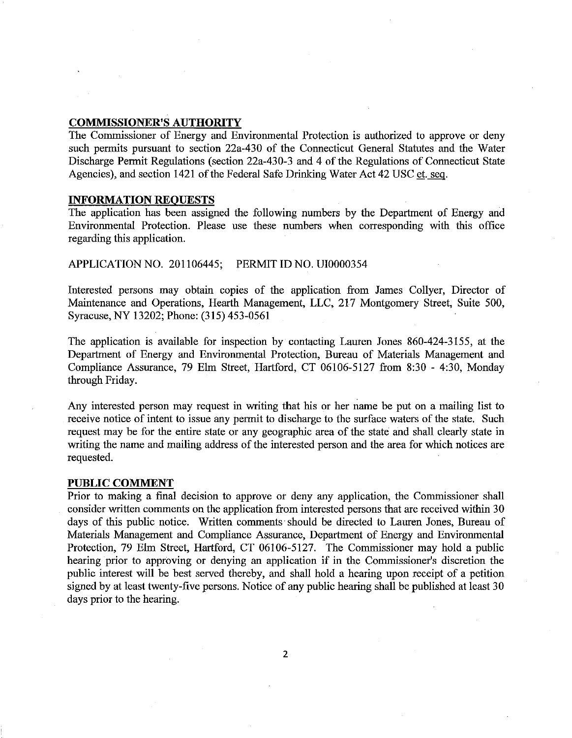## COMMISSIONER'S AUTHORITY

The Commissioner of Energy and Environmental Protection is authorized to approve or deny such permits pursuant to section 22a-430 of the Connecticut General Statutes and the Water Discharge Permit Regulations (section 22a-430-3 and 4 of the Regulations of Connecticut State Agencies), and section 1421 of the Federal Safe Drinking Water Act 42 USC et. seq.

## INFORMATION REQUESTS

The application has been assigned the following numbers by the Department of Energy and Environmental Protection. Please use these numbers when corresponding with this office regarding this application.

APPLICATION NO. 201106445; PERMIT ID NO. UI0000354

Interested persons may obtain copies of the application from James Collyer, Director of Maintenance and Operations, Hearth Management, LLC, 217 Montgomery Street, Suite 500, Syracuse, NY 13202; Phone: (315) 453-0561

The application is available for inspection by contacting Lauren Jones 860-424-3155, at the Department of Energy and Environmental Protection, Bureau of Materials Management and Compliance Assurance, 79 Elm Street, Hartford, CT 06106-5127 from 8:30 - 4:30, Monday through Friday.

Any interested person may request in writing that his or her name be put on a mailing list to receive notice of intent to issue any permit to discharge to the surface waters of the state. Such request may be for the entire state or any geographic area of the state and shall clearly state in writing the name and mailing address of the interested person and the area for which notices are requested.

## PUBLIC COMMENT

Prior to making a final decision to approve or deny any application, the Commissioner shall consider written comments on the application from interested persons that are received within 30 days of this public notice. Written comments should be directed to Lauren Jones, Bureau of Materials Management and Compliance Assurance, Department of Energy and Environmental Protection, 79 Elm Street, Hartford, CT 06106-5127. The Commissioner may hold a public hearing prior to approving or denying an application if in the Commissioner's discretion the public interest will be best served thereby, and shall hold a hearing upon receipt of a petition signed by at least twenty-five persons. Notice of any public hearing shall be published at least 30 days prior to the hearing.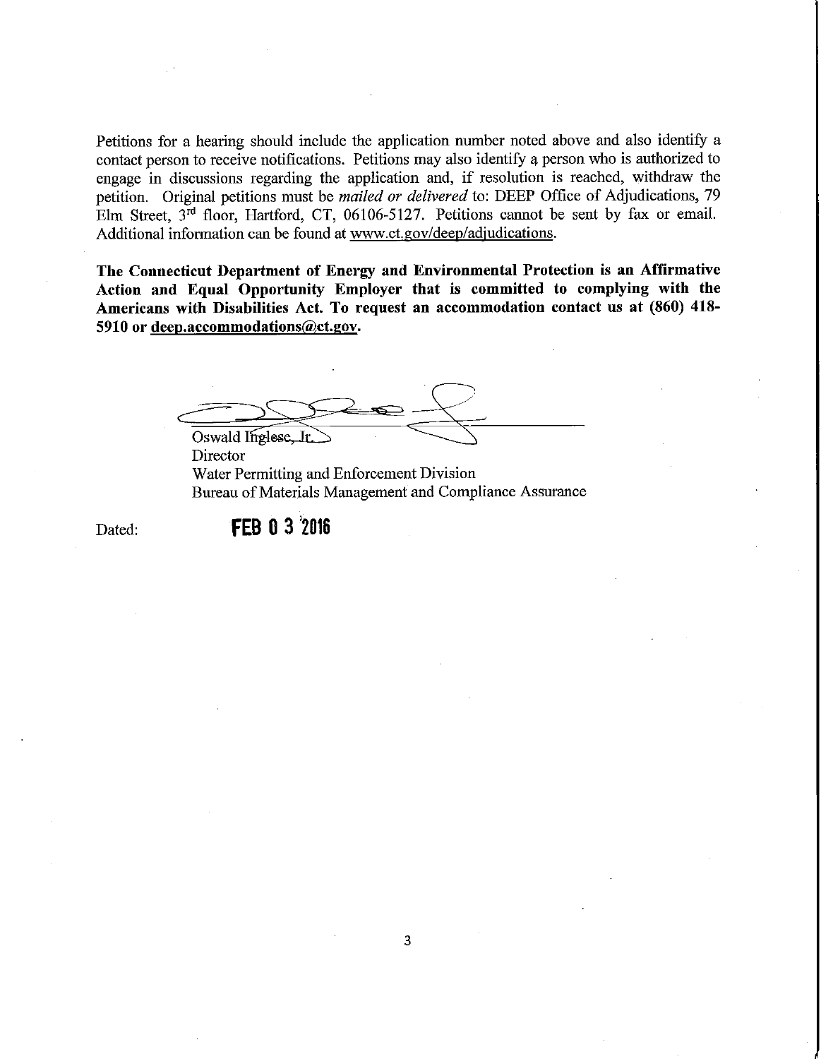Petitions for a hearing should include the application number noted above and also identify a contact person to receive notifications. Petitions may also identify a person who is authorized to engage in discussions regarding the application and, if resolution is reached, withdraw the petition. Original petitions must be *mailed or delivered* to: DEEP Office of Adjudications, 79 Elm Street, 3rd floor, Hartford, CT, 06106-5127. Petitions cannot be sent by fax or email. Additional information can be found at www.ct.gov/deep/adjudications.

**The Connecticut Department of Energy and Environmental Protection is an Affirmative Action and Equal Opportunity Employer that is committed to complying with the Americans with Disabilities Act. To request an accommodation contact us at (860) 418-5910 or deep.accommodations@ct.gov.**

Oswald Inglese, Jr.
Director
Water Permitting and Enforcement Division
Bureau of Materials Management and Compliance Assurance

Dated: **FEB 0 3 2016**